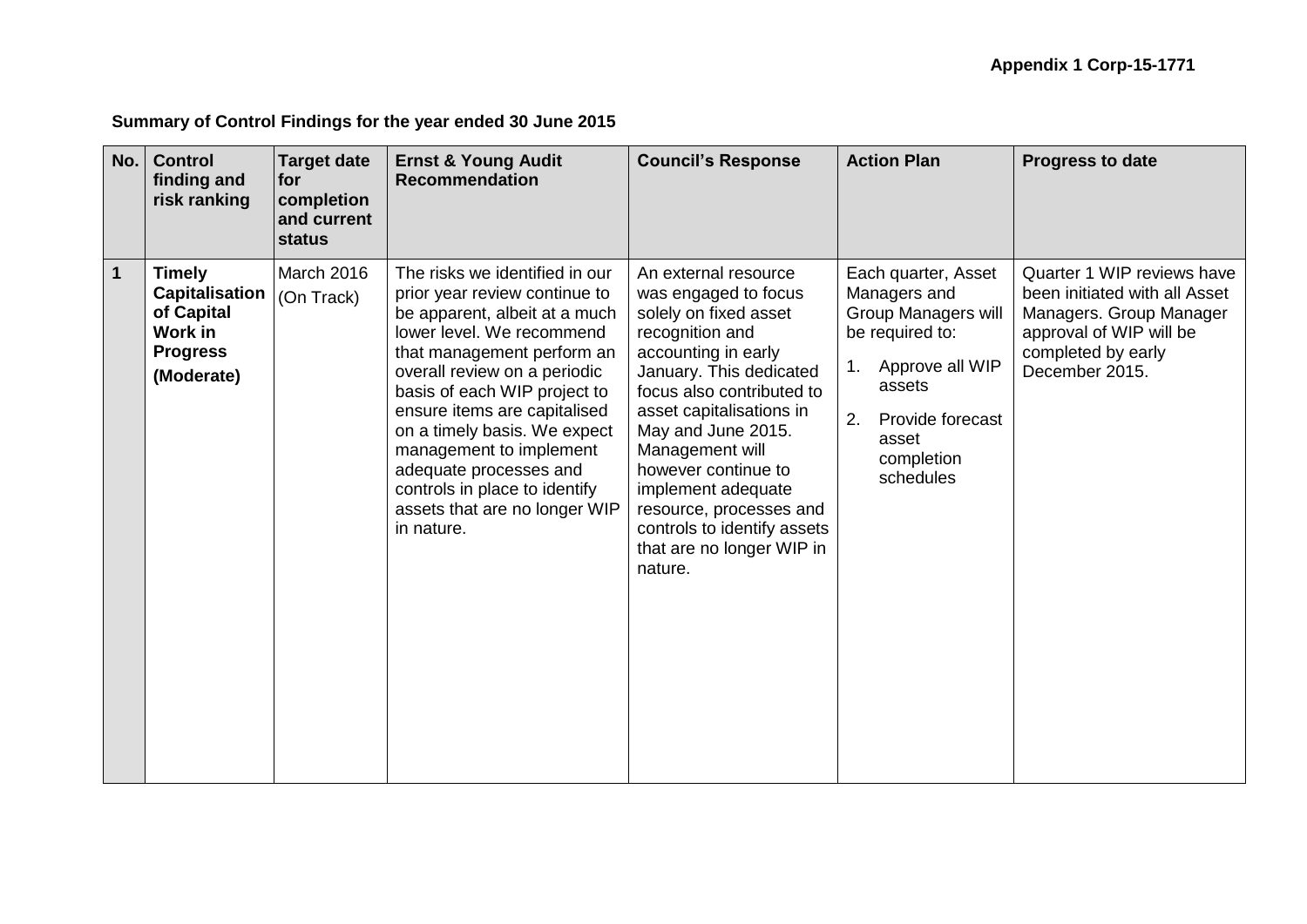**Appendix 1 Corp-15-1771**

**Summary of Control Findings for the year ended 30 June 2015**

| No. | Control finding and risk ranking | Target date for completion and current status | Ernst & Young Audit Recommendation | Council's Response | Action Plan | Progress to date |
|---|---|---|---|---|---|---|
| **1** | **Timely Capitalisation of Capital Work in Progress (Moderate)** | March 2016 (On Track) | The risks we identified in our prior year review continue to be apparent, albeit at a much lower level. We recommend that management perform an overall review on a periodic basis of each WIP project to ensure items are capitalised on a timely basis. We expect management to implement adequate processes and controls in place to identify assets that are no longer WIP in nature. | An external resource was engaged to focus solely on fixed asset recognition and accounting in early January. This dedicated focus also contributed to asset capitalisations in May and June 2015. Management will however continue to implement adequate resource, processes and controls to identify assets that are no longer WIP in nature. | Each quarter, Asset Managers and Group Managers will be required to: 1. Approve all WIP assets 2. Provide forecast asset completion schedules | Quarter 1 WIP reviews have been initiated with all Asset Managers. Group Manager approval of WIP will be completed by early December 2015. |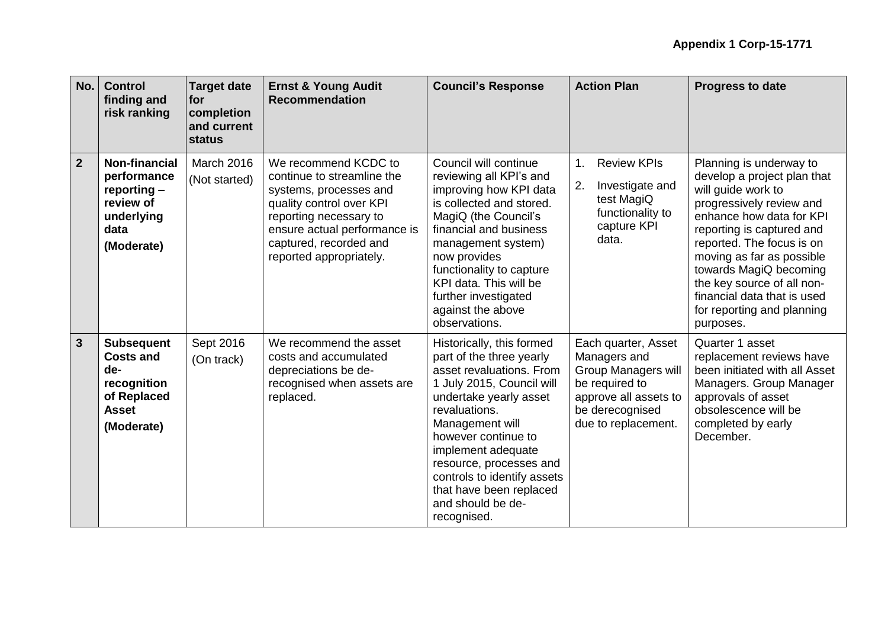**Appendix 1 Corp-15-1771**

| No. | Control finding and risk ranking | Target date for completion and current status | Ernst & Young Audit Recommendation | Council's Response | Action Plan | Progress to date |
|---|---|---|---|---|---|---|
| **2** | **Non-financial performance reporting – review of underlying data (Moderate)** | March 2016 (Not started) | We recommend KCDC to continue to streamline the systems, processes and quality control over KPI reporting necessary to ensure actual performance is captured, recorded and reported appropriately. | Council will continue reviewing all KPI's and improving how KPI data is collected and stored. MagiQ (the Council's financial and business management system) now provides functionality to capture KPI data. This will be further investigated against the above observations. | 1. Review KPIs 2. Investigate and test MagiQ functionality to capture KPI data. | Planning is underway to develop a project plan that will guide work to progressively review and enhance how data for KPI reporting is captured and reported. The focus is on moving as far as possible towards MagiQ becoming the key source of all non-financial data that is used for reporting and planning purposes. |
| **3** | **Subsequent Costs and de-recognition of Replaced Asset (Moderate)** | Sept 2016 (On track) | We recommend the asset costs and accumulated depreciations be de-recognised when assets are replaced. | Historically, this formed part of the three yearly asset revaluations. From 1 July 2015, Council will undertake yearly asset revaluations. Management will however continue to implement adequate resource, processes and controls to identify assets that have been replaced and should be de-recognised. | Each quarter, Asset Managers and Group Managers will be required to approve all assets to be derecognised due to replacement. | Quarter 1 asset replacement reviews have been initiated with all Asset Managers. Group Manager approvals of asset obsolescence will be completed by early December. |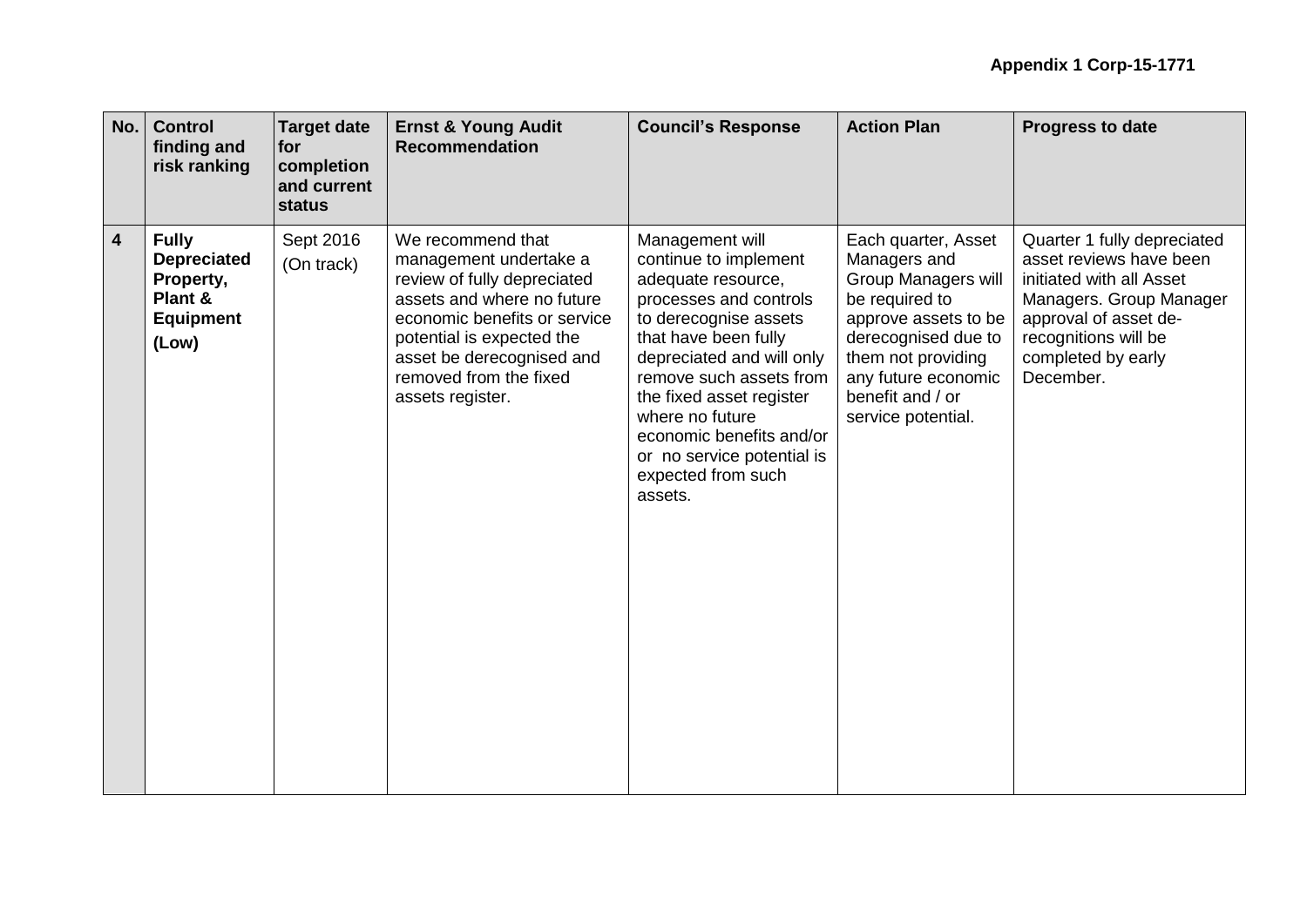**Appendix 1 Corp-15-1771**

| No. | Control finding and risk ranking | Target date for completion and current status | Ernst & Young Audit Recommendation | Council's Response | Action Plan | Progress to date |
|---|---|---|---|---|---|---|
| 4 | **Fully Depreciated Property, Plant & Equipment (Low)** | Sept 2016 (On track) | We recommend that management undertake a review of fully depreciated assets and where no future economic benefits or service potential is expected the asset be derecognised and removed from the fixed assets register. | Management will continue to implement adequate resource, processes and controls to derecognise assets that have been fully depreciated and will only remove such assets from the fixed asset register where no future economic benefits and/or or no service potential is expected from such assets. | Each quarter, Asset Managers and Group Managers will be required to approve assets to be derecognised due to them not providing any future economic benefit and / or service potential. | Quarter 1 fully depreciated asset reviews have been initiated with all Asset Managers. Group Manager approval of asset de-recognitions will be completed by early December. |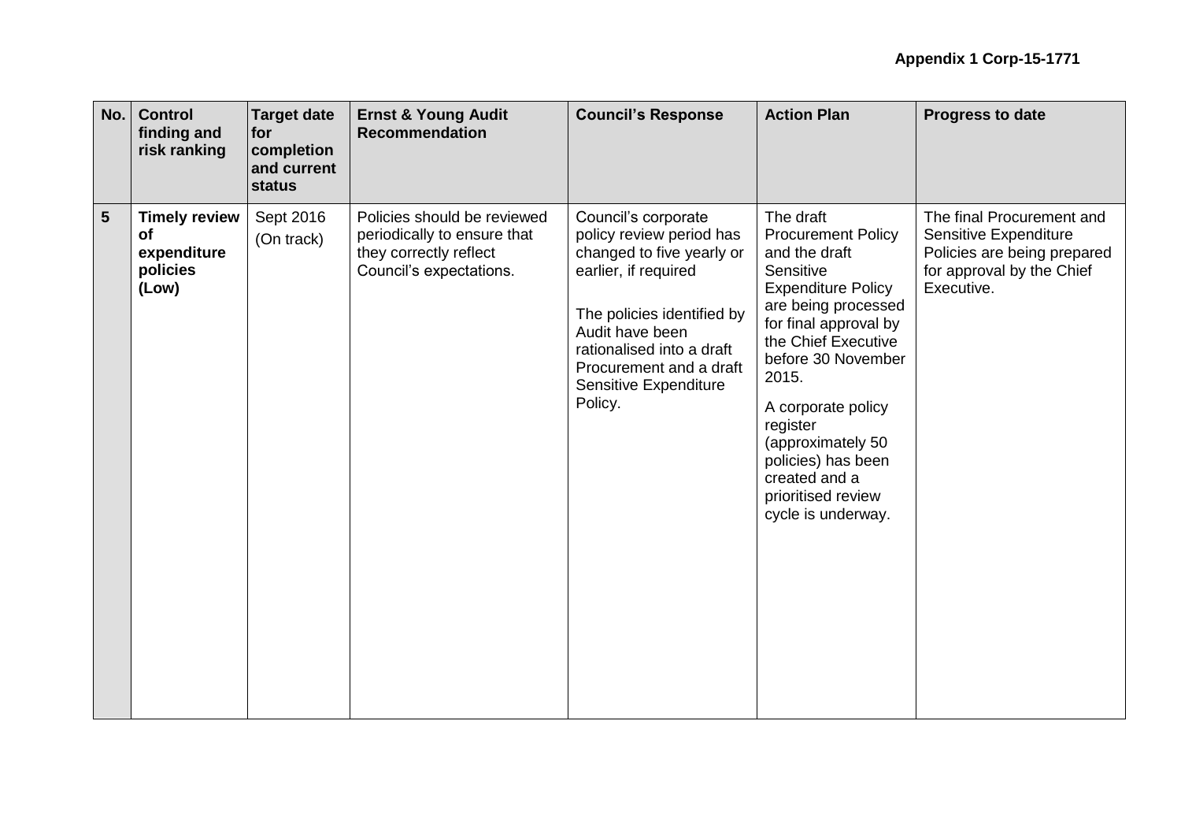**Appendix 1 Corp-15-1771**

| No. | Control finding and risk ranking | Target date for completion and current status | Ernst & Young Audit Recommendation | Council's Response | Action Plan | Progress to date |
|---|---|---|---|---|---|---|
| 5 | **Timely review of expenditure policies (Low)** | Sept 2016 (On track) | Policies should be reviewed periodically to ensure that they correctly reflect Council's expectations. | Council's corporate policy review period has changed to five yearly or earlier, if required<br><br>The policies identified by Audit have been rationalised into a draft Procurement and a draft Sensitive Expenditure Policy. | The draft Procurement Policy and the draft Sensitive Expenditure Policy are being processed for final approval by the Chief Executive before 30 November 2015.<br><br>A corporate policy register (approximately 50 policies) has been created and a prioritised review cycle is underway. | The final Procurement and Sensitive Expenditure Policies are being prepared for approval by the Chief Executive. |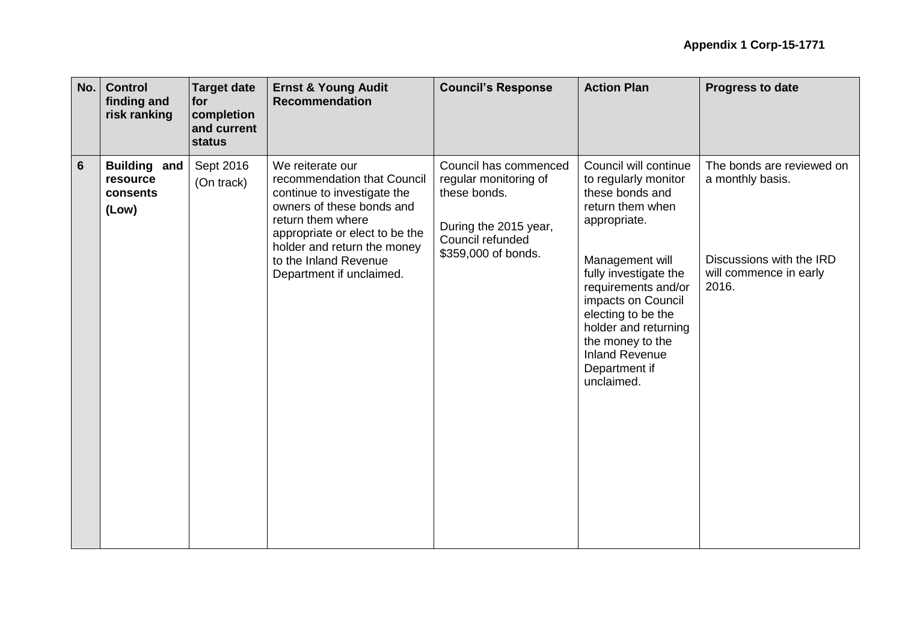**Appendix 1 Corp-15-1771**

| No. | Control finding and risk ranking | Target date for completion and current status | Ernst & Young Audit Recommendation | Council's Response | Action Plan | Progress to date |
|---|---|---|---|---|---|---|
| 6 | **Building and resource consents (Low)** | Sept 2016 (On track) | We reiterate our recommendation that Council continue to investigate the owners of these bonds and return them where appropriate or elect to be the holder and return the money to the Inland Revenue Department if unclaimed. | Council has commenced regular monitoring of these bonds.<br><br>During the 2015 year, Council refunded $359,000 of bonds. | Council will continue to regularly monitor these bonds and return them when appropriate.<br><br>Management will fully investigate the requirements and/or impacts on Council electing to be the holder and returning the money to the Inland Revenue Department if unclaimed. | The bonds are reviewed on a monthly basis.<br><br>Discussions with the IRD will commence in early 2016. |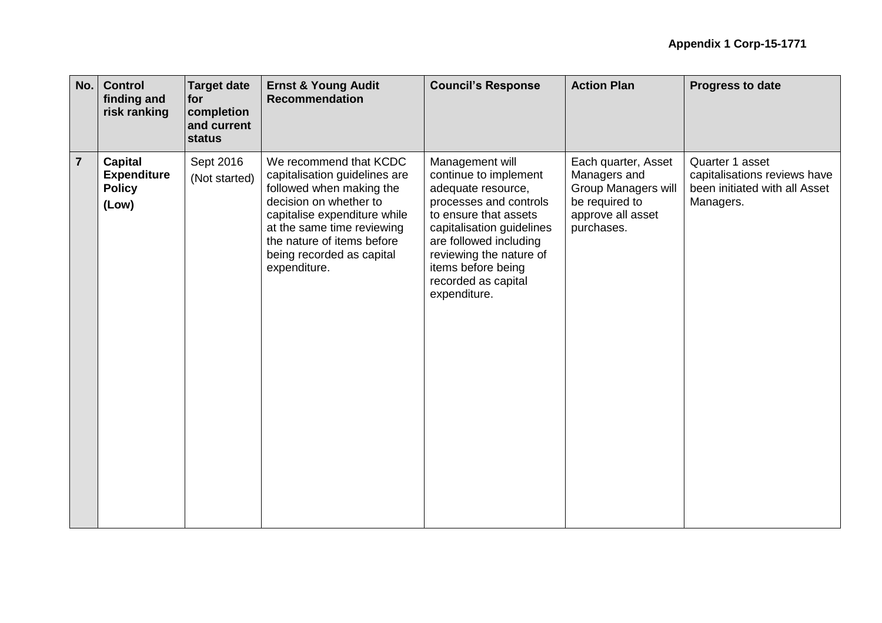**Appendix 1 Corp-15-1771**

| No. | Control finding and risk ranking | Target date for completion and current status | Ernst & Young Audit Recommendation | Council's Response | Action Plan | Progress to date |
|---|---|---|---|---|---|---|
| **7** | **Capital Expenditure Policy** **(Low)** | Sept 2016 (Not started) | We recommend that KCDC capitalisation guidelines are followed when making the decision on whether to capitalise expenditure while at the same time reviewing the nature of items before being recorded as capital expenditure. | Management will continue to implement adequate resource, processes and controls to ensure that assets capitalisation guidelines are followed including reviewing the nature of items before being recorded as capital expenditure. | Each quarter, Asset Managers and Group Managers will be required to approve all asset purchases. | Quarter 1 asset capitalisations reviews have been initiated with all Asset Managers. |